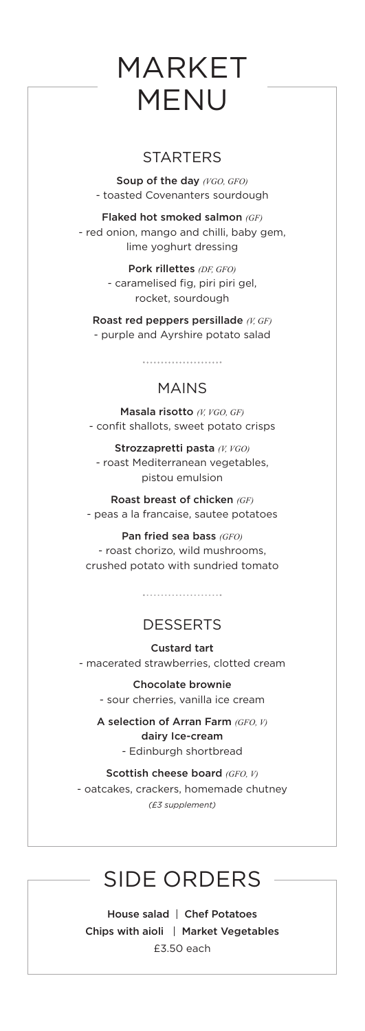# MARKET MENU

## STARTERS

**Soup of the day** *(VGO, GFO)*
- toasted Covenanters sourdough

**Flaked hot smoked salmon** *(GF)*
- red onion, mango and chilli, baby gem, lime yoghurt dressing

**Pork rillettes** *(DF, GFO)*
- caramelised fig, piri piri gel, rocket, sourdough

**Roast red peppers persillade** *(V, GF)*
- purple and Ayrshire potato salad

## MAINS

**Masala risotto** *(V, VGO, GF)*
- confit shallots, sweet potato crisps

**Strozzapretti pasta** *(V, VGO)*
- roast Mediterranean vegetables, pistou emulsion

**Roast breast of chicken** *(GF)*
- peas a la francaise, sautee potatoes

**Pan fried sea bass** *(GFO)*
- roast chorizo, wild mushrooms, crushed potato with sundried tomato

## DESSERTS

**Custard tart**
- macerated strawberries, clotted cream

**Chocolate brownie**
- sour cherries, vanilla ice cream

**A selection of Arran Farm** *(GFO, V)* **dairy Ice-cream**
- Edinburgh shortbread

**Scottish cheese board** *(GFO, V)*
- oatcakes, crackers, homemade chutney
*(£3 supplement)*

# SIDE ORDERS

House salad | Chef Potatoes
Chips with aioli | Market Vegetables
£3.50 each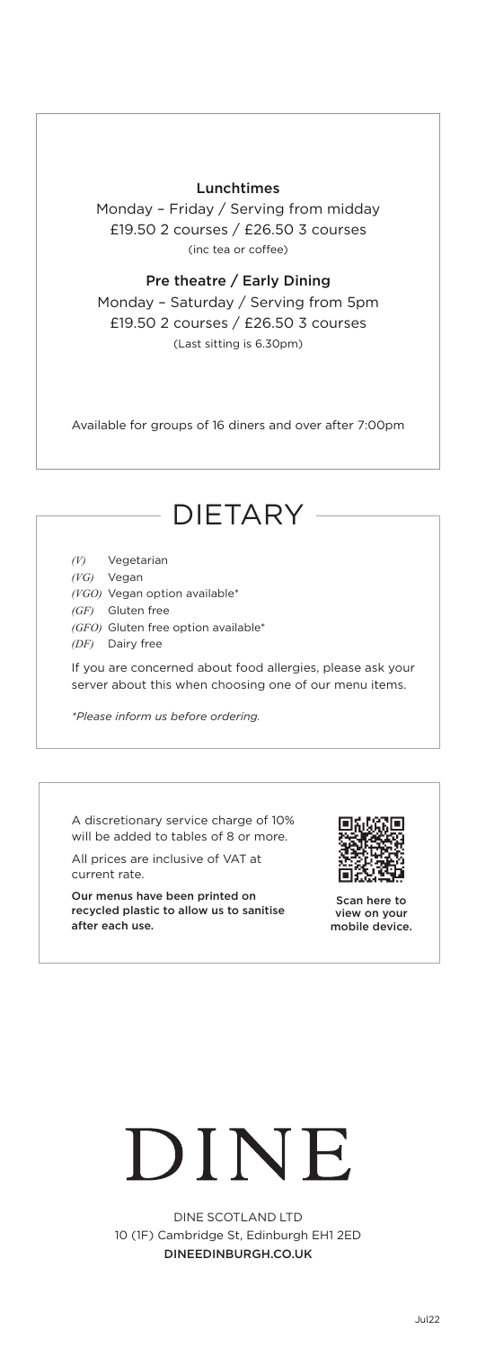### Lunchtimes

Monday – Friday / Serving from midday
£19.50 2 courses / £26.50 3 courses
(inc tea or coffee)

### Pre theatre / Early Dining

Monday – Saturday / Serving from 5pm
£19.50 2 courses / £26.50 3 courses
(Last sitting is 6.30pm)

Available for groups of 16 diners and over after 7:00pm

## DIETARY

- *(V)* Vegetarian
- *(VG)* Vegan
- *(VGO)* Vegan option available*
- *(GF)* Gluten free
- *(GFO)* Gluten free option available*
- *(DF)* Dairy free

If you are concerned about food allergies, please ask your server about this when choosing one of our menu items.

*\*Please inform us before ordering.*

A discretionary service charge of 10% will be added to tables of 8 or more.

All prices are inclusive of VAT at current rate.

**Our menus have been printed on recycled plastic to allow us to sanitise after each use.**

Scan here to view on your mobile device.

# DINE

DINE SCOTLAND LTD
10 (1F) Cambridge St, Edinburgh EH1 2ED
DINEEDINBURGH.CO.UK

Jul22